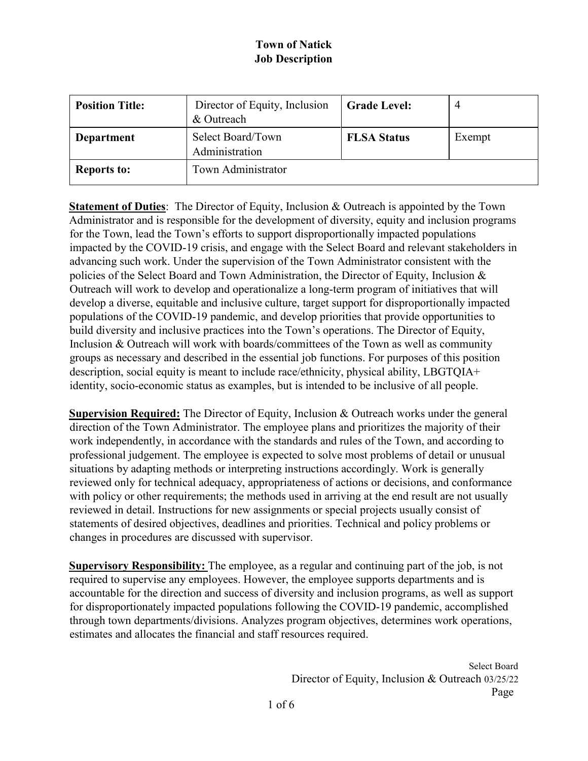# Town of Natick
## Job Description

| Position Title: | Director of Equity, Inclusion & Outreach | Grade Level: | 4 |
|---|---|---|---|
| Department | Select Board/Town Administration | FLSA Status | Exempt |
| Reports to: | Town Administrator | | |

**Statement of Duties**: The Director of Equity, Inclusion & Outreach is appointed by the Town Administrator and is responsible for the development of diversity, equity and inclusion programs for the Town, lead the Town's efforts to support disproportionally impacted populations impacted by the COVID-19 crisis, and engage with the Select Board and relevant stakeholders in advancing such work. Under the supervision of the Town Administrator consistent with the policies of the Select Board and Town Administration, the Director of Equity, Inclusion & Outreach will work to develop and operationalize a long-term program of initiatives that will develop a diverse, equitable and inclusive culture, target support for disproportionally impacted populations of the COVID-19 pandemic, and develop priorities that provide opportunities to build diversity and inclusive practices into the Town's operations. The Director of Equity, Inclusion & Outreach will work with boards/committees of the Town as well as community groups as necessary and described in the essential job functions. For purposes of this position description, social equity is meant to include race/ethnicity, physical ability, LBGTQIA+ identity, socio-economic status as examples, but is intended to be inclusive of all people.

**Supervision Required:** The Director of Equity, Inclusion & Outreach works under the general direction of the Town Administrator. The employee plans and prioritizes the majority of their work independently, in accordance with the standards and rules of the Town, and according to professional judgement. The employee is expected to solve most problems of detail or unusual situations by adapting methods or interpreting instructions accordingly. Work is generally reviewed only for technical adequacy, appropriateness of actions or decisions, and conformance with policy or other requirements; the methods used in arriving at the end result are not usually reviewed in detail. Instructions for new assignments or special projects usually consist of statements of desired objectives, deadlines and priorities. Technical and policy problems or changes in procedures are discussed with supervisor.

**Supervisory Responsibility:** The employee, as a regular and continuing part of the job, is not required to supervise any employees. However, the employee supports departments and is accountable for the direction and success of diversity and inclusion programs, as well as support for disproportionately impacted populations following the COVID-19 pandemic, accomplished through town departments/divisions. Analyzes program objectives, determines work operations, estimates and allocates the financial and staff resources required.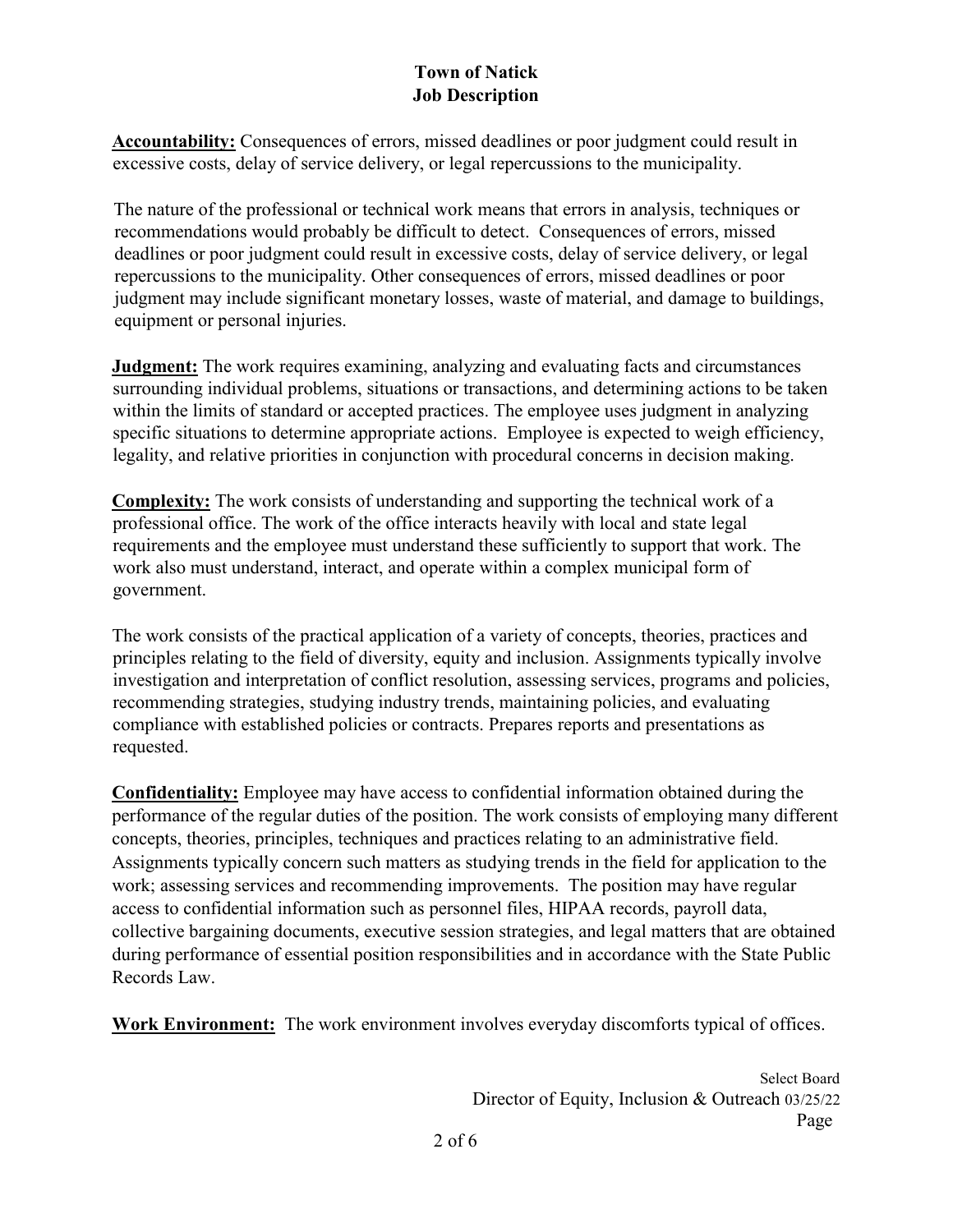**Accountability:** Consequences of errors, missed deadlines or poor judgment could result in excessive costs, delay of service delivery, or legal repercussions to the municipality.

The nature of the professional or technical work means that errors in analysis, techniques or recommendations would probably be difficult to detect. Consequences of errors, missed deadlines or poor judgment could result in excessive costs, delay of service delivery, or legal repercussions to the municipality. Other consequences of errors, missed deadlines or poor judgment may include significant monetary losses, waste of material, and damage to buildings, equipment or personal injuries.

**Judgment:** The work requires examining, analyzing and evaluating facts and circumstances surrounding individual problems, situations or transactions, and determining actions to be taken within the limits of standard or accepted practices. The employee uses judgment in analyzing specific situations to determine appropriate actions. Employee is expected to weigh efficiency, legality, and relative priorities in conjunction with procedural concerns in decision making.

**Complexity:** The work consists of understanding and supporting the technical work of a professional office. The work of the office interacts heavily with local and state legal requirements and the employee must understand these sufficiently to support that work. The work also must understand, interact, and operate within a complex municipal form of government.

The work consists of the practical application of a variety of concepts, theories, practices and principles relating to the field of diversity, equity and inclusion. Assignments typically involve investigation and interpretation of conflict resolution, assessing services, programs and policies, recommending strategies, studying industry trends, maintaining policies, and evaluating compliance with established policies or contracts. Prepares reports and presentations as requested.

**Confidentiality:** Employee may have access to confidential information obtained during the performance of the regular duties of the position. The work consists of employing many different concepts, theories, principles, techniques and practices relating to an administrative field. Assignments typically concern such matters as studying trends in the field for application to the work; assessing services and recommending improvements. The position may have regular access to confidential information such as personnel files, HIPAA records, payroll data, collective bargaining documents, executive session strategies, and legal matters that are obtained during performance of essential position responsibilities and in accordance with the State Public Records Law.

**Work Environment:** The work environment involves everyday discomforts typical of offices.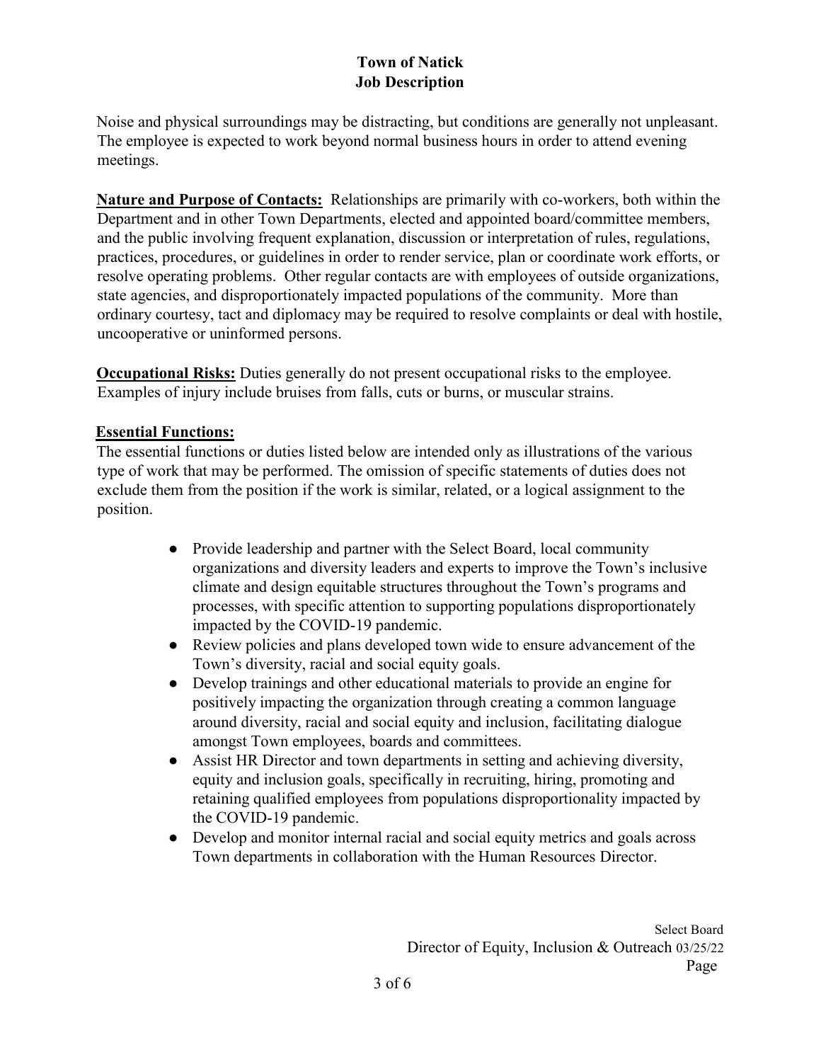Noise and physical surroundings may be distracting, but conditions are generally not unpleasant. The employee is expected to work beyond normal business hours in order to attend evening meetings.

**Nature and Purpose of Contacts:** Relationships are primarily with co-workers, both within the Department and in other Town Departments, elected and appointed board/committee members, and the public involving frequent explanation, discussion or interpretation of rules, regulations, practices, procedures, or guidelines in order to render service, plan or coordinate work efforts, or resolve operating problems. Other regular contacts are with employees of outside organizations, state agencies, and disproportionately impacted populations of the community. More than ordinary courtesy, tact and diplomacy may be required to resolve complaints or deal with hostile, uncooperative or uninformed persons.

**Occupational Risks:** Duties generally do not present occupational risks to the employee. Examples of injury include bruises from falls, cuts or burns, or muscular strains.

**Essential Functions:**

The essential functions or duties listed below are intended only as illustrations of the various type of work that may be performed. The omission of specific statements of duties does not exclude them from the position if the work is similar, related, or a logical assignment to the position.

- Provide leadership and partner with the Select Board, local community organizations and diversity leaders and experts to improve the Town's inclusive climate and design equitable structures throughout the Town's programs and processes, with specific attention to supporting populations disproportionately impacted by the COVID-19 pandemic.
- Review policies and plans developed town wide to ensure advancement of the Town's diversity, racial and social equity goals.
- Develop trainings and other educational materials to provide an engine for positively impacting the organization through creating a common language around diversity, racial and social equity and inclusion, facilitating dialogue amongst Town employees, boards and committees.
- Assist HR Director and town departments in setting and achieving diversity, equity and inclusion goals, specifically in recruiting, hiring, promoting and retaining qualified employees from populations disproportionality impacted by the COVID-19 pandemic.
- Develop and monitor internal racial and social equity metrics and goals across Town departments in collaboration with the Human Resources Director.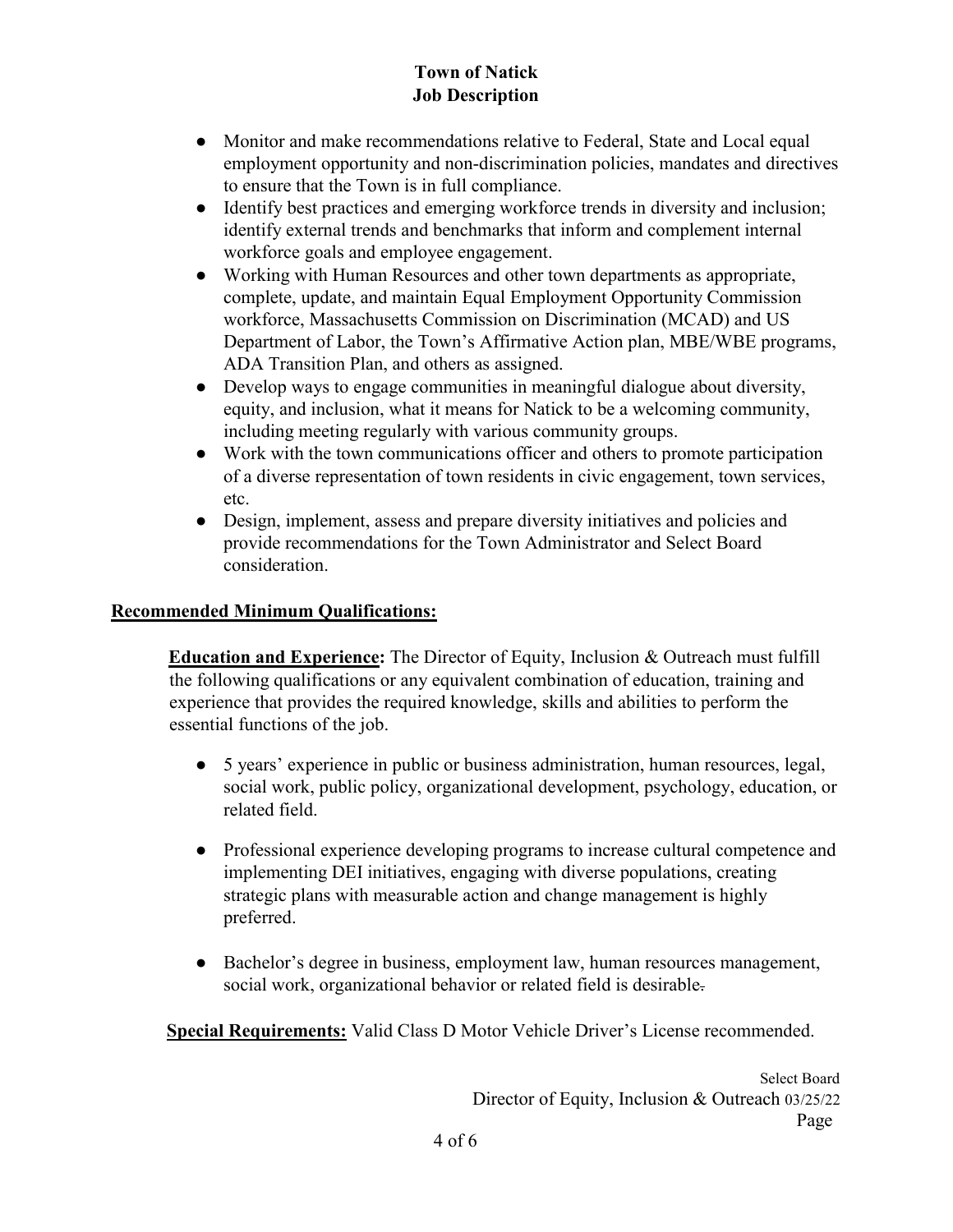- Monitor and make recommendations relative to Federal, State and Local equal employment opportunity and non-discrimination policies, mandates and directives to ensure that the Town is in full compliance.
- Identify best practices and emerging workforce trends in diversity and inclusion; identify external trends and benchmarks that inform and complement internal workforce goals and employee engagement.
- Working with Human Resources and other town departments as appropriate, complete, update, and maintain Equal Employment Opportunity Commission workforce, Massachusetts Commission on Discrimination (MCAD) and US Department of Labor, the Town's Affirmative Action plan, MBE/WBE programs, ADA Transition Plan, and others as assigned.
- Develop ways to engage communities in meaningful dialogue about diversity, equity, and inclusion, what it means for Natick to be a welcoming community, including meeting regularly with various community groups.
- Work with the town communications officer and others to promote participation of a diverse representation of town residents in civic engagement, town services, etc.
- Design, implement, assess and prepare diversity initiatives and policies and provide recommendations for the Town Administrator and Select Board consideration.

**Recommended Minimum Qualifications:**

**Education and Experience:** The Director of Equity, Inclusion & Outreach must fulfill the following qualifications or any equivalent combination of education, training and experience that provides the required knowledge, skills and abilities to perform the essential functions of the job.

- 5 years' experience in public or business administration, human resources, legal, social work, public policy, organizational development, psychology, education, or related field.
- Professional experience developing programs to increase cultural competence and implementing DEI initiatives, engaging with diverse populations, creating strategic plans with measurable action and change management is highly preferred.
- Bachelor's degree in business, employment law, human resources management, social work, organizational behavior or related field is desirable.

**Special Requirements:** Valid Class D Motor Vehicle Driver's License recommended.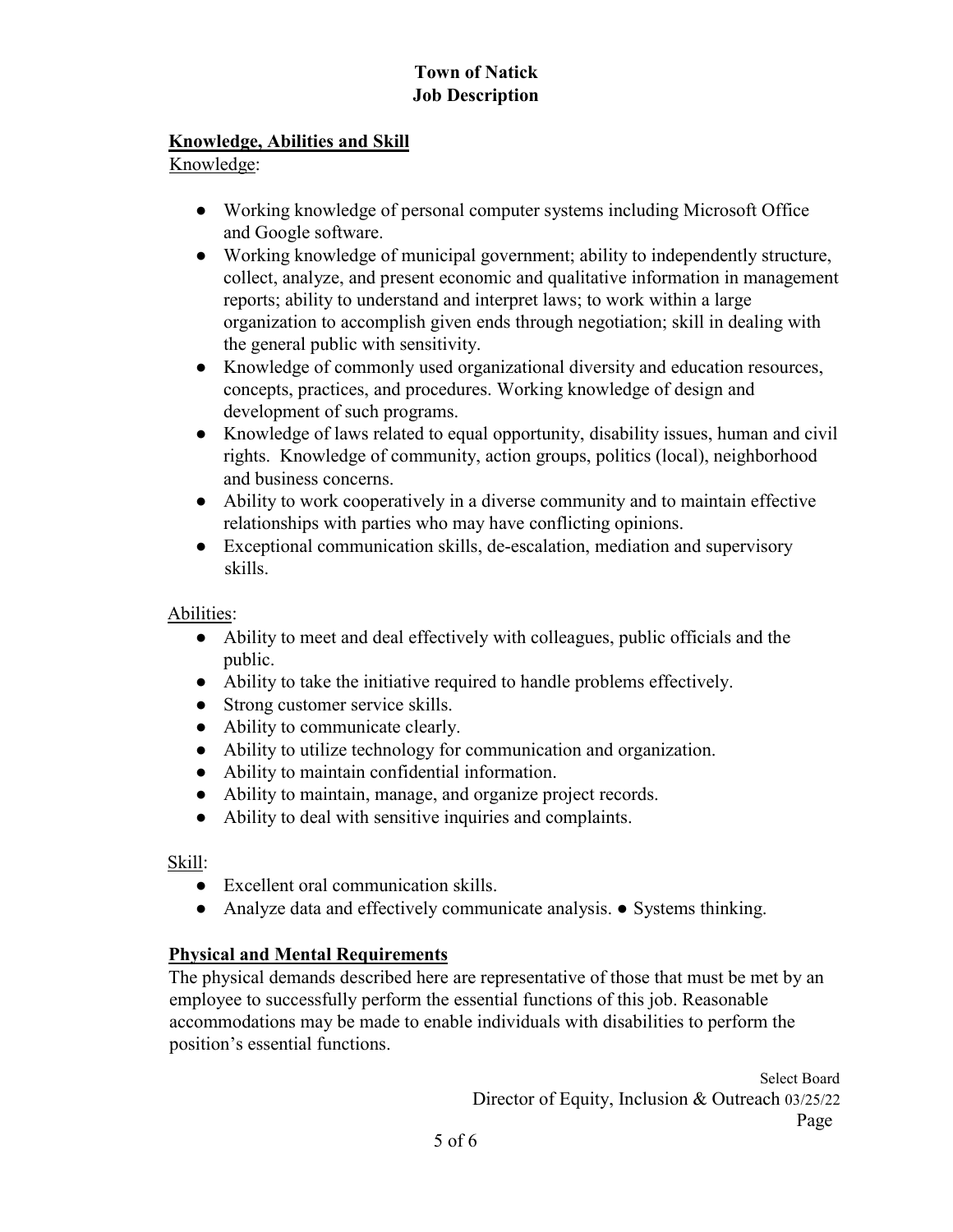## Knowledge, Abilities and Skill

Knowledge:

- Working knowledge of personal computer systems including Microsoft Office and Google software.
- Working knowledge of municipal government; ability to independently structure, collect, analyze, and present economic and qualitative information in management reports; ability to understand and interpret laws; to work within a large organization to accomplish given ends through negotiation; skill in dealing with the general public with sensitivity.
- Knowledge of commonly used organizational diversity and education resources, concepts, practices, and procedures. Working knowledge of design and development of such programs.
- Knowledge of laws related to equal opportunity, disability issues, human and civil rights. Knowledge of community, action groups, politics (local), neighborhood and business concerns.
- Ability to work cooperatively in a diverse community and to maintain effective relationships with parties who may have conflicting opinions.
- Exceptional communication skills, de-escalation, mediation and supervisory skills.

Abilities:

- Ability to meet and deal effectively with colleagues, public officials and the public.
- Ability to take the initiative required to handle problems effectively.
- Strong customer service skills.
- Ability to communicate clearly.
- Ability to utilize technology for communication and organization.
- Ability to maintain confidential information.
- Ability to maintain, manage, and organize project records.
- Ability to deal with sensitive inquiries and complaints.

Skill:

- Excellent oral communication skills.
- Analyze data and effectively communicate analysis. ● Systems thinking.

## Physical and Mental Requirements

The physical demands described here are representative of those that must be met by an employee to successfully perform the essential functions of this job. Reasonable accommodations may be made to enable individuals with disabilities to perform the position's essential functions.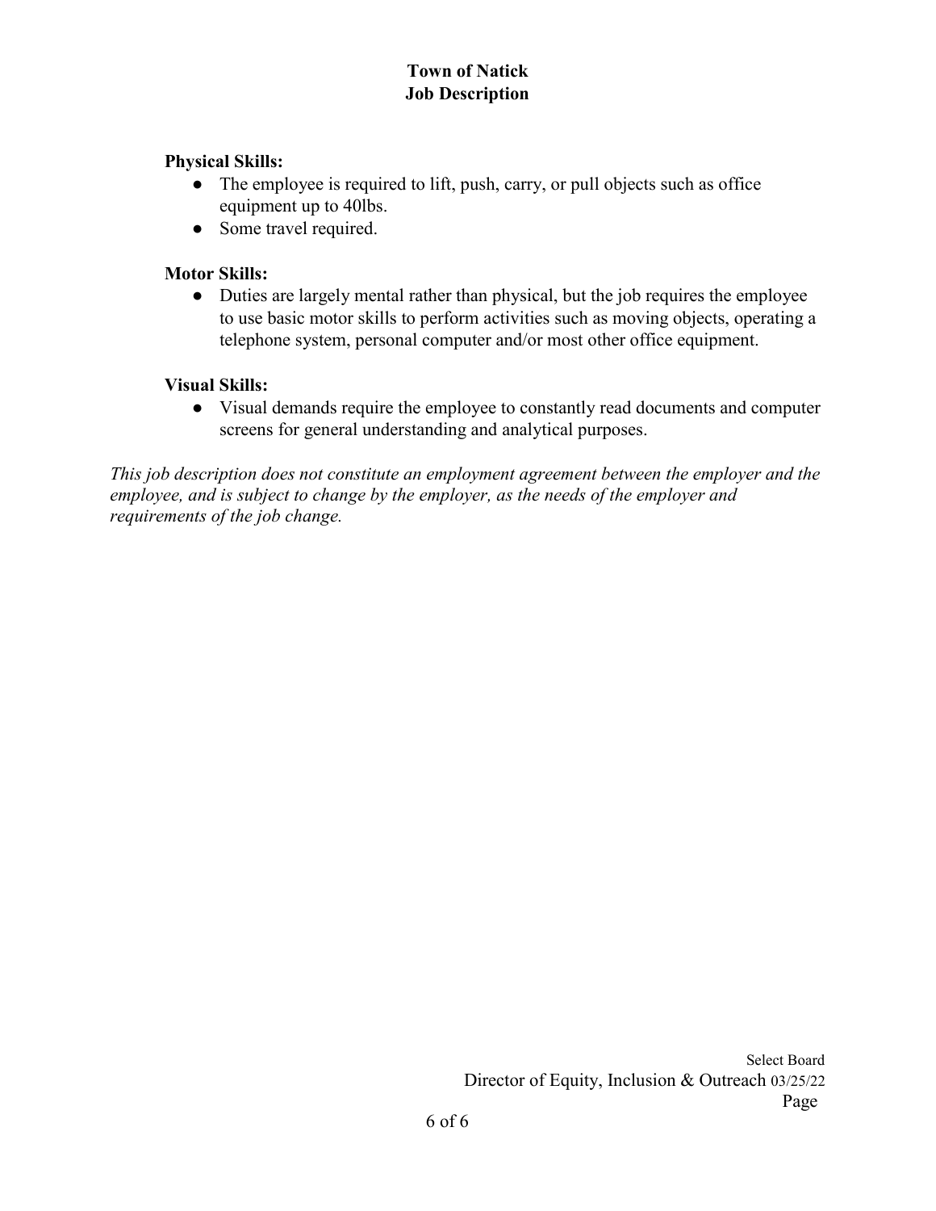**Physical Skills:**

- The employee is required to lift, push, carry, or pull objects such as office equipment up to 40lbs.
- Some travel required.

**Motor Skills:**

- Duties are largely mental rather than physical, but the job requires the employee to use basic motor skills to perform activities such as moving objects, operating a telephone system, personal computer and/or most other office equipment.

**Visual Skills:**

- Visual demands require the employee to constantly read documents and computer screens for general understanding and analytical purposes.

*This job description does not constitute an employment agreement between the employer and the employee, and is subject to change by the employer, as the needs of the employer and requirements of the job change.*